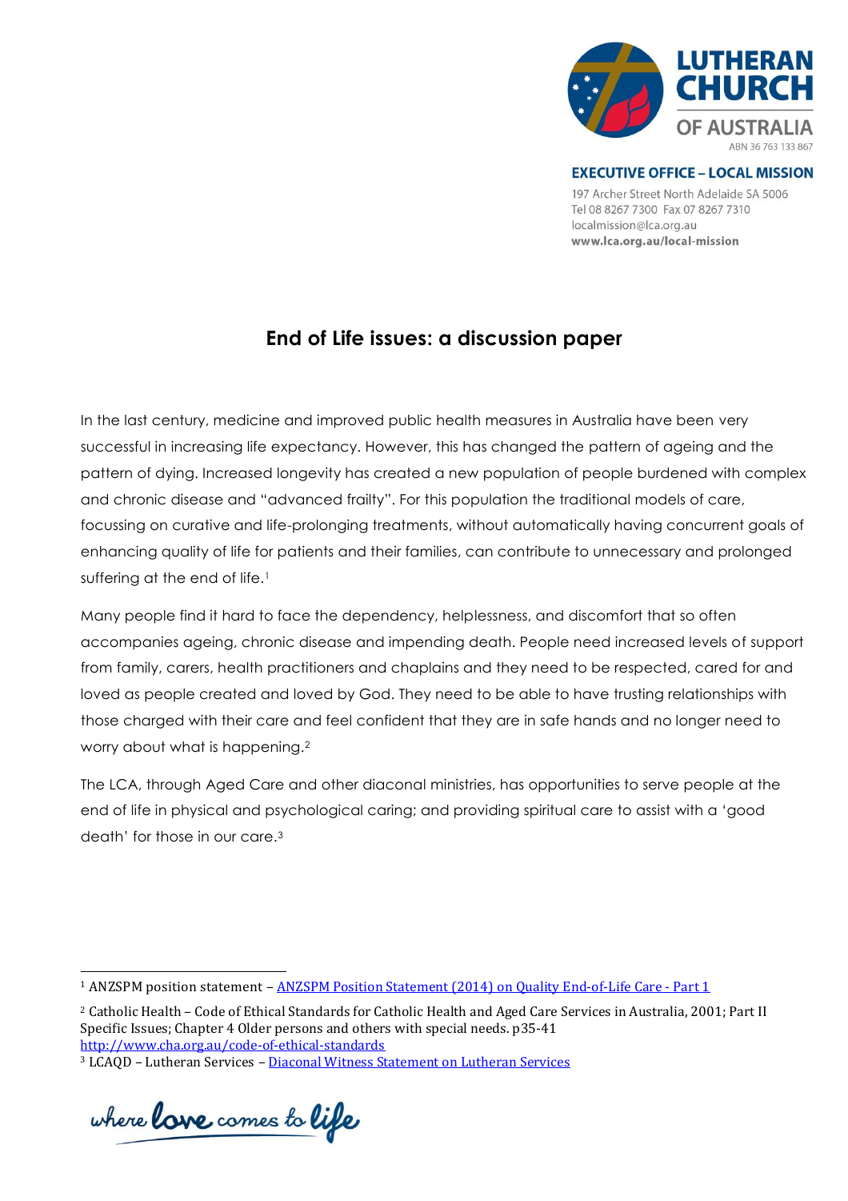LUTHERAN CHURCH OF AUSTRALIA
ABN 36 763 133 867

**EXECUTIVE OFFICE – LOCAL MISSION**
197 Archer Street North Adelaide SA 5006
Tel 08 8267 7300 Fax 07 8267 7310
localmission@lca.org.au
**www.lca.org.au/local-mission**

# End of Life issues: a discussion paper

In the last century, medicine and improved public health measures in Australia have been very successful in increasing life expectancy. However, this has changed the pattern of ageing and the pattern of dying. Increased longevity has created a new population of people burdened with complex and chronic disease and "advanced frailty". For this population the traditional models of care, focussing on curative and life-prolonging treatments, without automatically having concurrent goals of enhancing quality of life for patients and their families, can contribute to unnecessary and prolonged suffering at the end of life.[1]

Many people find it hard to face the dependency, helplessness, and discomfort that so often accompanies ageing, chronic disease and impending death. People need increased levels of support from family, carers, health practitioners and chaplains and they need to be respected, cared for and loved as people created and loved by God. They need to be able to have trusting relationships with those charged with their care and feel confident that they are in safe hands and no longer need to worry about what is happening.[2]

The LCA, through Aged Care and other diaconal ministries, has opportunities to serve people at the end of life in physical and psychological caring; and providing spiritual care to assist with a 'good death' for those in our care.[3]

---

[1] ANZSPM position statement – ANZSPM Position Statement (2014) on Quality End-of-Life Care - Part 1

[2] Catholic Health – Code of Ethical Standards for Catholic Health and Aged Care Services in Australia, 2001; Part II Specific Issues; Chapter 4 Older persons and others with special needs. p35-41 http://www.cha.org.au/code-of-ethical-standards

[3] LCAQD – Lutheran Services – Diaconal Witness Statement on Lutheran Services

where love comes to life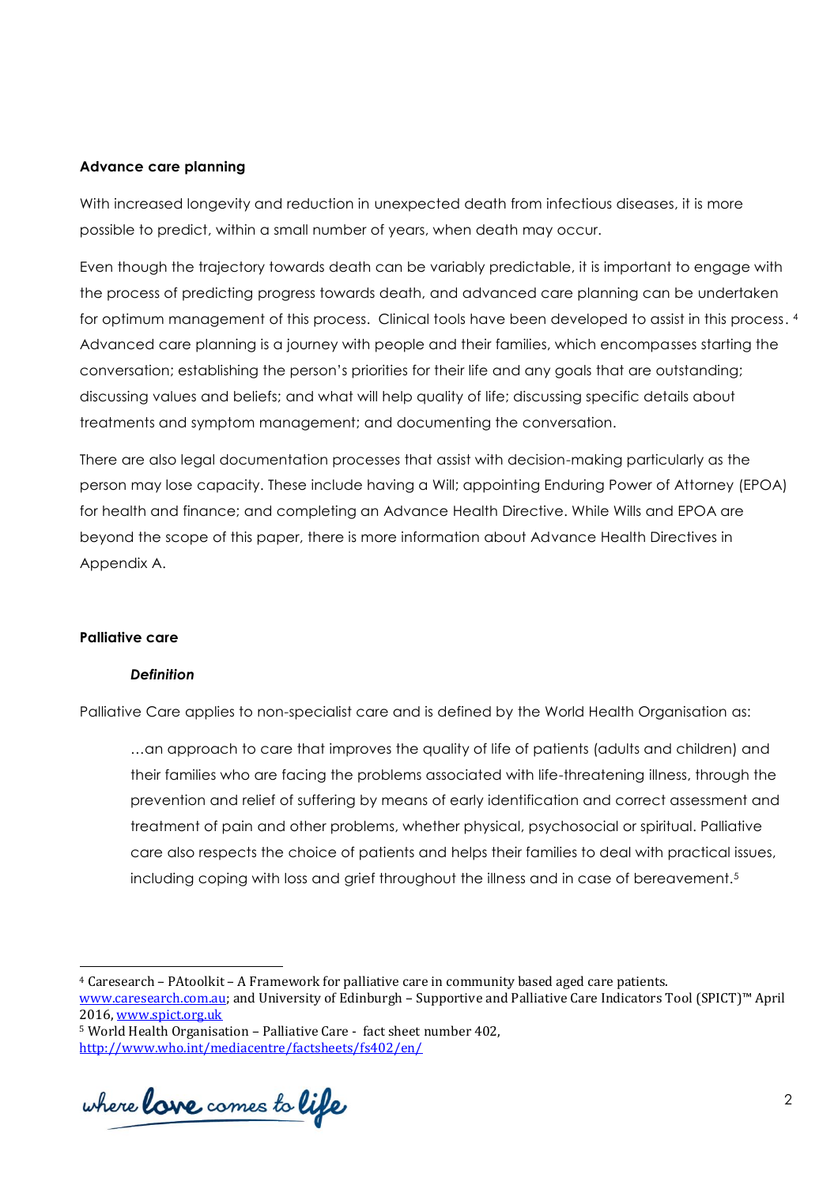**Advance care planning**

With increased longevity and reduction in unexpected death from infectious diseases, it is more possible to predict, within a small number of years, when death may occur.

Even though the trajectory towards death can be variably predictable, it is important to engage with the process of predicting progress towards death, and advanced care planning can be undertaken for optimum management of this process. Clinical tools have been developed to assist in this process.[4] Advanced care planning is a journey with people and their families, which encompasses starting the conversation; establishing the person's priorities for their life and any goals that are outstanding; discussing values and beliefs; and what will help quality of life; discussing specific details about treatments and symptom management; and documenting the conversation.

There are also legal documentation processes that assist with decision-making particularly as the person may lose capacity. These include having a Will; appointing Enduring Power of Attorney (EPOA) for health and finance; and completing an Advance Health Directive. While Wills and EPOA are beyond the scope of this paper, there is more information about Advance Health Directives in Appendix A.

**Palliative care**

***Definition***

Palliative Care applies to non-specialist care and is defined by the World Health Organisation as:

> …an approach to care that improves the quality of life of patients (adults and children) and their families who are facing the problems associated with life-threatening illness, through the prevention and relief of suffering by means of early identification and correct assessment and treatment of pain and other problems, whether physical, psychosocial or spiritual. Palliative care also respects the choice of patients and helps their families to deal with practical issues, including coping with loss and grief throughout the illness and in case of bereavement.[5]

---

[4] Caresearch – PAtoolkit – A Framework for palliative care in community based aged care patients. www.caresearch.com.au; and University of Edinburgh – Supportive and Palliative Care Indicators Tool (SPICT)™ April 2016, www.spict.org.uk

[5] World Health Organisation – Palliative Care - fact sheet number 402, http://www.who.int/mediacentre/factsheets/fs402/en/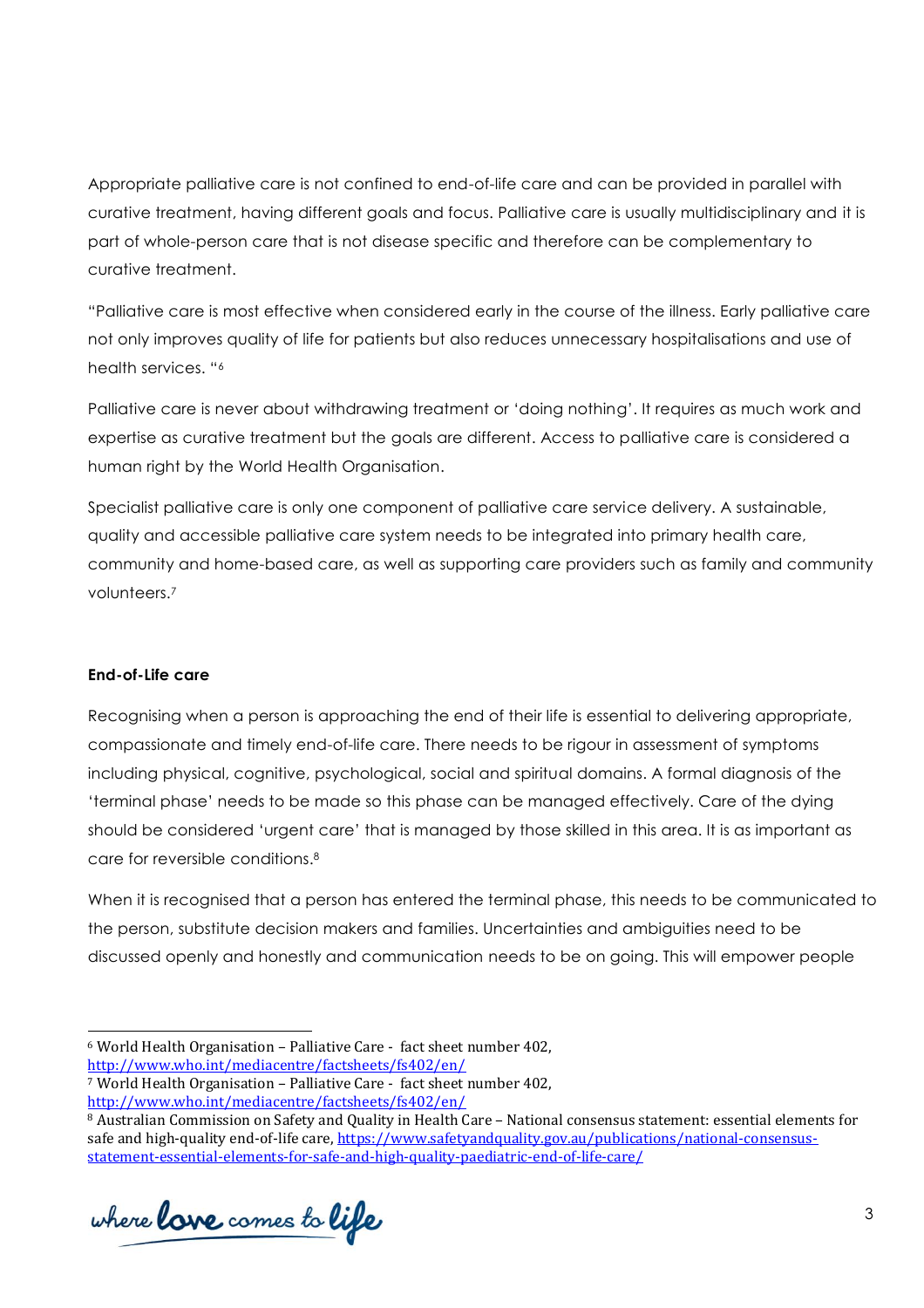Appropriate palliative care is not confined to end-of-life care and can be provided in parallel with curative treatment, having different goals and focus. Palliative care is usually multidisciplinary and it is part of whole-person care that is not disease specific and therefore can be complementary to curative treatment.

"Palliative care is most effective when considered early in the course of the illness. Early palliative care not only improves quality of life for patients but also reduces unnecessary hospitalisations and use of health services. "[6]

Palliative care is never about withdrawing treatment or 'doing nothing'. It requires as much work and expertise as curative treatment but the goals are different. Access to palliative care is considered a human right by the World Health Organisation.

Specialist palliative care is only one component of palliative care service delivery. A sustainable, quality and accessible palliative care system needs to be integrated into primary health care, community and home-based care, as well as supporting care providers such as family and community volunteers.[7]

**End-of-Life care**

Recognising when a person is approaching the end of their life is essential to delivering appropriate, compassionate and timely end-of-life care. There needs to be rigour in assessment of symptoms including physical, cognitive, psychological, social and spiritual domains. A formal diagnosis of the 'terminal phase' needs to be made so this phase can be managed effectively. Care of the dying should be considered 'urgent care' that is managed by those skilled in this area. It is as important as care for reversible conditions.[8]

When it is recognised that a person has entered the terminal phase, this needs to be communicated to the person, substitute decision makers and families. Uncertainties and ambiguities need to be discussed openly and honestly and communication needs to be on going. This will empower people

---

[6] World Health Organisation – Palliative Care - fact sheet number 402, http://www.who.int/mediacentre/factsheets/fs402/en/

[7] World Health Organisation – Palliative Care - fact sheet number 402, http://www.who.int/mediacentre/factsheets/fs402/en/

[8] Australian Commission on Safety and Quality in Health Care – National consensus statement: essential elements for safe and high-quality end-of-life care, https://www.safetyandquality.gov.au/publications/national-consensus-statement-essential-elements-for-safe-and-high-quality-paediatric-end-of-life-care/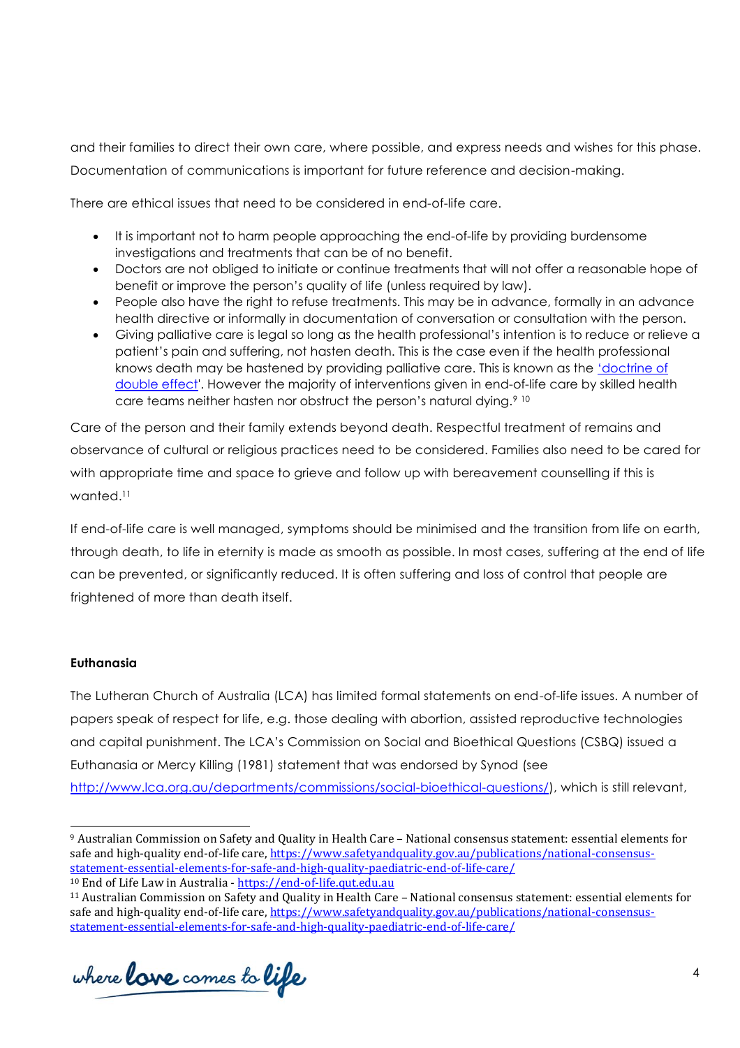and their families to direct their own care, where possible, and express needs and wishes for this phase. Documentation of communications is important for future reference and decision-making.

There are ethical issues that need to be considered in end-of-life care.

- It is important not to harm people approaching the end-of-life by providing burdensome investigations and treatments that can be of no benefit.
- Doctors are not obliged to initiate or continue treatments that will not offer a reasonable hope of benefit or improve the person's quality of life (unless required by law).
- People also have the right to refuse treatments. This may be in advance, formally in an advance health directive or informally in documentation of conversation or consultation with the person.
- Giving palliative care is legal so long as the health professional's intention is to reduce or relieve a patient's pain and suffering, not hasten death. This is the case even if the health professional knows death may be hastened by providing palliative care. This is known as the 'doctrine of double effect'. However the majority of interventions given in end-of-life care by skilled health care teams neither hasten nor obstruct the person's natural dying.[9] [10]

Care of the person and their family extends beyond death. Respectful treatment of remains and observance of cultural or religious practices need to be considered. Families also need to be cared for with appropriate time and space to grieve and follow up with bereavement counselling if this is wanted.[11]

If end-of-life care is well managed, symptoms should be minimised and the transition from life on earth, through death, to life in eternity is made as smooth as possible. In most cases, suffering at the end of life can be prevented, or significantly reduced. It is often suffering and loss of control that people are frightened of more than death itself.

**Euthanasia**

The Lutheran Church of Australia (LCA) has limited formal statements on end-of-life issues. A number of papers speak of respect for life, e.g. those dealing with abortion, assisted reproductive technologies and capital punishment. The LCA's Commission on Social and Bioethical Questions (CSBQ) issued a Euthanasia or Mercy Killing (1981) statement that was endorsed by Synod (see http://www.lca.org.au/departments/commissions/social-bioethical-questions/), which is still relevant,

---

[9] Australian Commission on Safety and Quality in Health Care – National consensus statement: essential elements for safe and high-quality end-of-life care, https://www.safetyandquality.gov.au/publications/national-consensus-statement-essential-elements-for-safe-and-high-quality-paediatric-end-of-life-care/

[10] End of Life Law in Australia - https://end-of-life.qut.edu.au

[11] Australian Commission on Safety and Quality in Health Care – National consensus statement: essential elements for safe and high-quality end-of-life care, https://www.safetyandquality.gov.au/publications/national-consensus-statement-essential-elements-for-safe-and-high-quality-paediatric-end-of-life-care/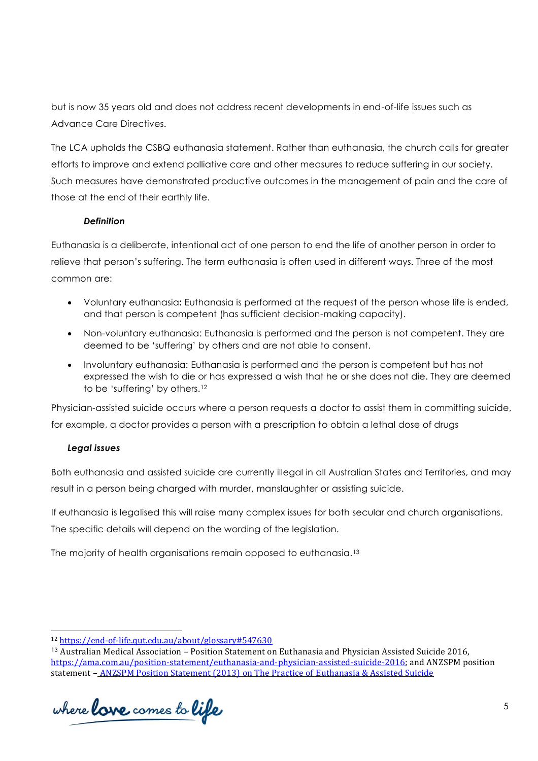but is now 35 years old and does not address recent developments in end-of-life issues such as Advance Care Directives.

The LCA upholds the CSBQ euthanasia statement. Rather than euthanasia, the church calls for greater efforts to improve and extend palliative care and other measures to reduce suffering in our society. Such measures have demonstrated productive outcomes in the management of pain and the care of those at the end of their earthly life.

### *Definition*

Euthanasia is a deliberate, intentional act of one person to end the life of another person in order to relieve that person's suffering. The term euthanasia is often used in different ways. Three of the most common are:

- Voluntary euthanasia**:** Euthanasia is performed at the request of the person whose life is ended, and that person is competent (has sufficient decision-making capacity).
- Non-voluntary euthanasia: Euthanasia is performed and the person is not competent. They are deemed to be 'suffering' by others and are not able to consent.
- Involuntary euthanasia: Euthanasia is performed and the person is competent but has not expressed the wish to die or has expressed a wish that he or she does not die. They are deemed to be 'suffering' by others.[12]

Physician-assisted suicide occurs where a person requests a doctor to assist them in committing suicide, for example, a doctor provides a person with a prescription to obtain a lethal dose of drugs

### *Legal issues*

Both euthanasia and assisted suicide are currently illegal in all Australian States and Territories, and may result in a person being charged with murder, manslaughter or assisting suicide.

If euthanasia is legalised this will raise many complex issues for both secular and church organisations. The specific details will depend on the wording of the legislation.

The majority of health organisations remain opposed to euthanasia.[13]

---

[12] https://end-of-life.qut.edu.au/about/glossary#547630

[13] Australian Medical Association – Position Statement on Euthanasia and Physician Assisted Suicide 2016, https://ama.com.au/position-statement/euthanasia-and-physician-assisted-suicide-2016; and ANZSPM position statement – ANZSPM Position Statement (2013) on The Practice of Euthanasia & Assisted Suicide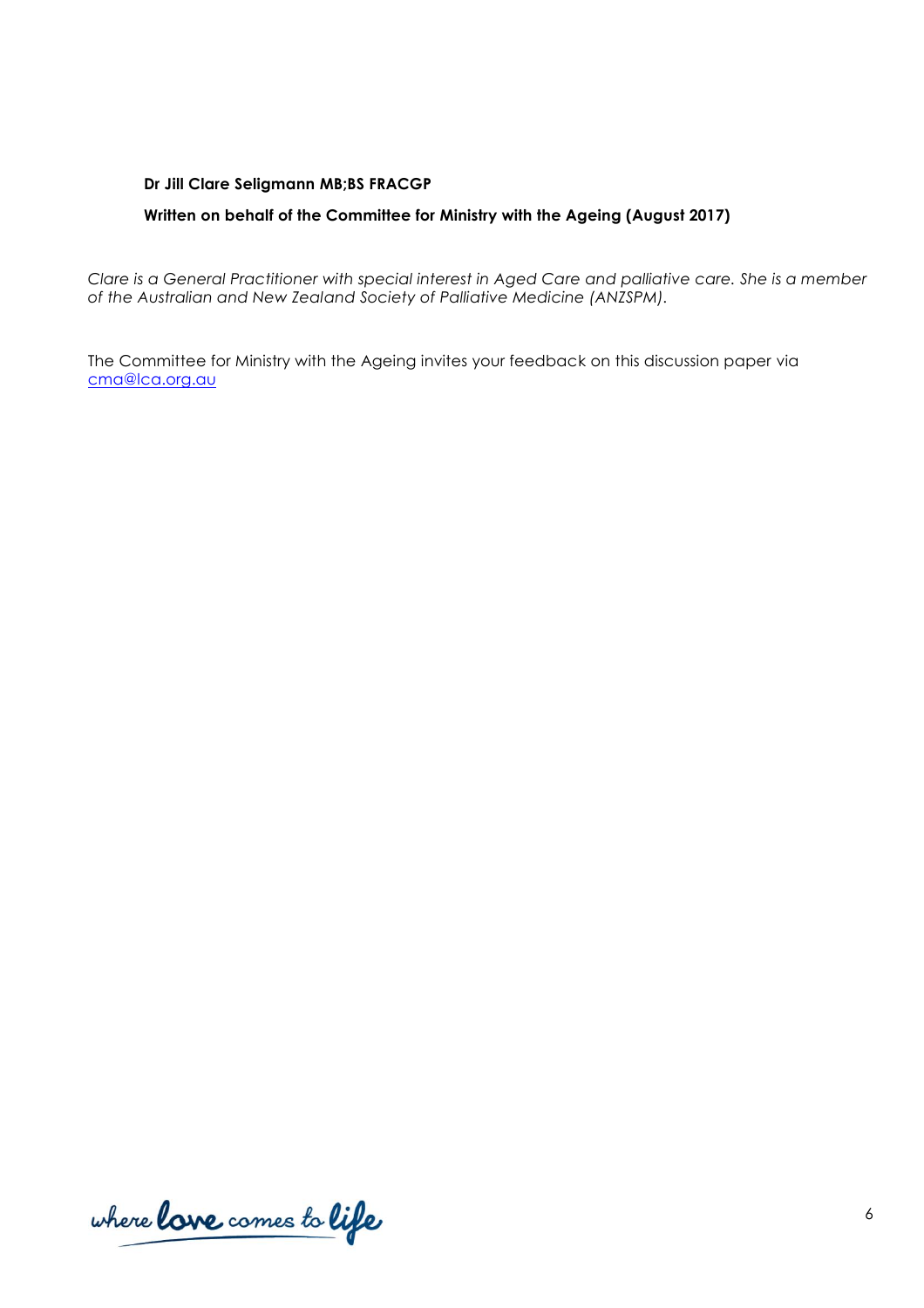**Dr Jill Clare Seligmann MB;BS FRACGP**

**Written on behalf of the Committee for Ministry with the Ageing (August 2017)**

*Clare is a General Practitioner with special interest in Aged Care and palliative care. She is a member of the Australian and New Zealand Society of Palliative Medicine (ANZSPM).*

The Committee for Ministry with the Ageing invites your feedback on this discussion paper via [cma@lca.org.au](mailto:cma@lca.org.au)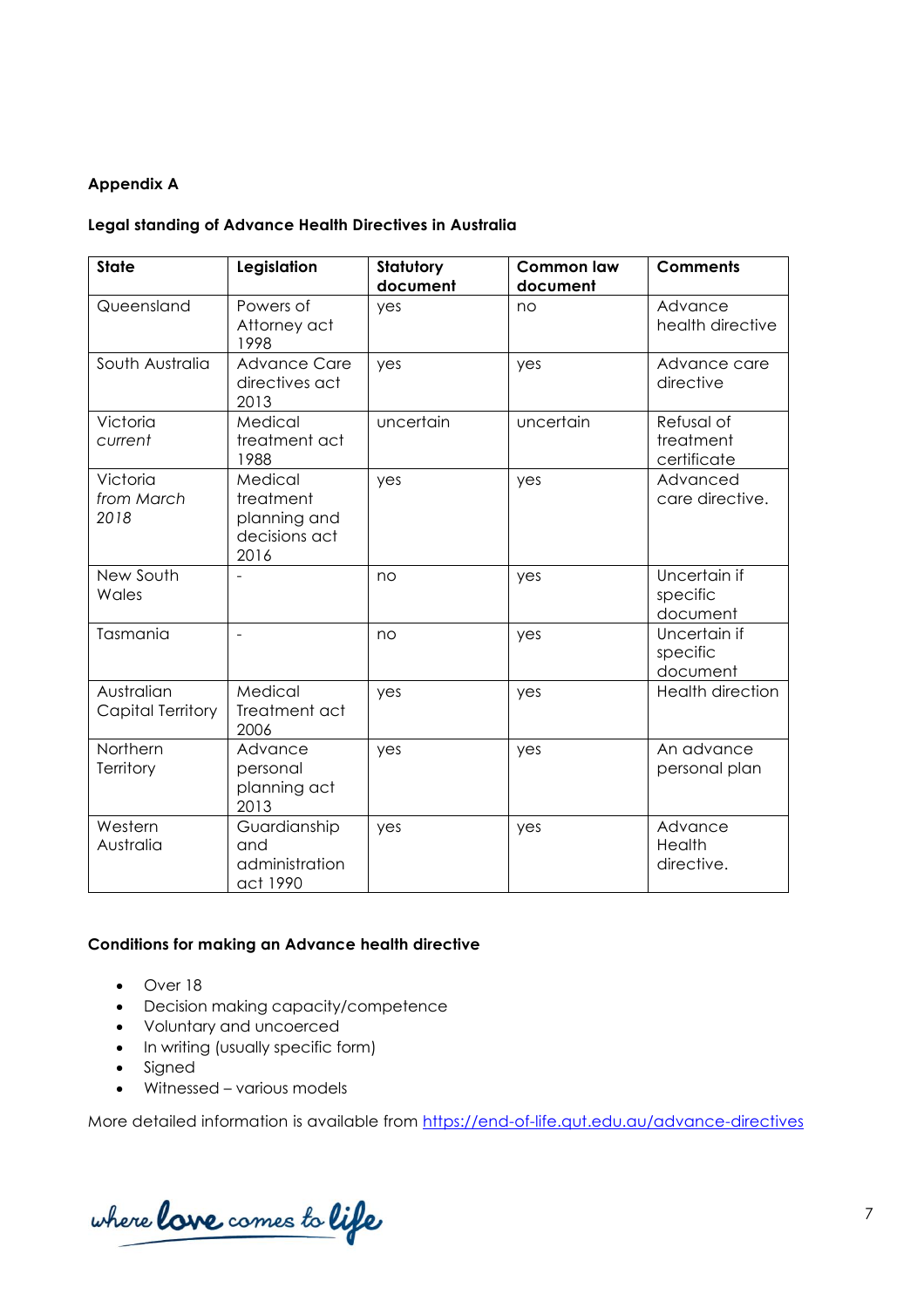**Appendix A**

**Legal standing of Advance Health Directives in Australia**

| State | Legislation | Statutory document | Common law document | Comments |
|---|---|---|---|---|
| Queensland | Powers of Attorney act 1998 | yes | no | Advance health directive |
| South Australia | Advance Care directives act 2013 | yes | yes | Advance care directive |
| Victoria *current* | Medical treatment act 1988 | uncertain | uncertain | Refusal of treatment certificate |
| Victoria *from March 2018* | Medical treatment planning and decisions act 2016 | yes | yes | Advanced care directive. |
| New South Wales | - | no | yes | Uncertain if specific document |
| Tasmania | - | no | yes | Uncertain if specific document |
| Australian Capital Territory | Medical Treatment act 2006 | yes | yes | Health direction |
| Northern Territory | Advance personal planning act 2013 | yes | yes | An advance personal plan |
| Western Australia | Guardianship and administration act 1990 | yes | yes | Advance Health directive. |

**Conditions for making an Advance health directive**

- Over 18
- Decision making capacity/competence
- Voluntary and uncoerced
- In writing (usually specific form)
- Signed
- Witnessed – various models

More detailed information is available from https://end-of-life.qut.edu.au/advance-directives

where love comes to life